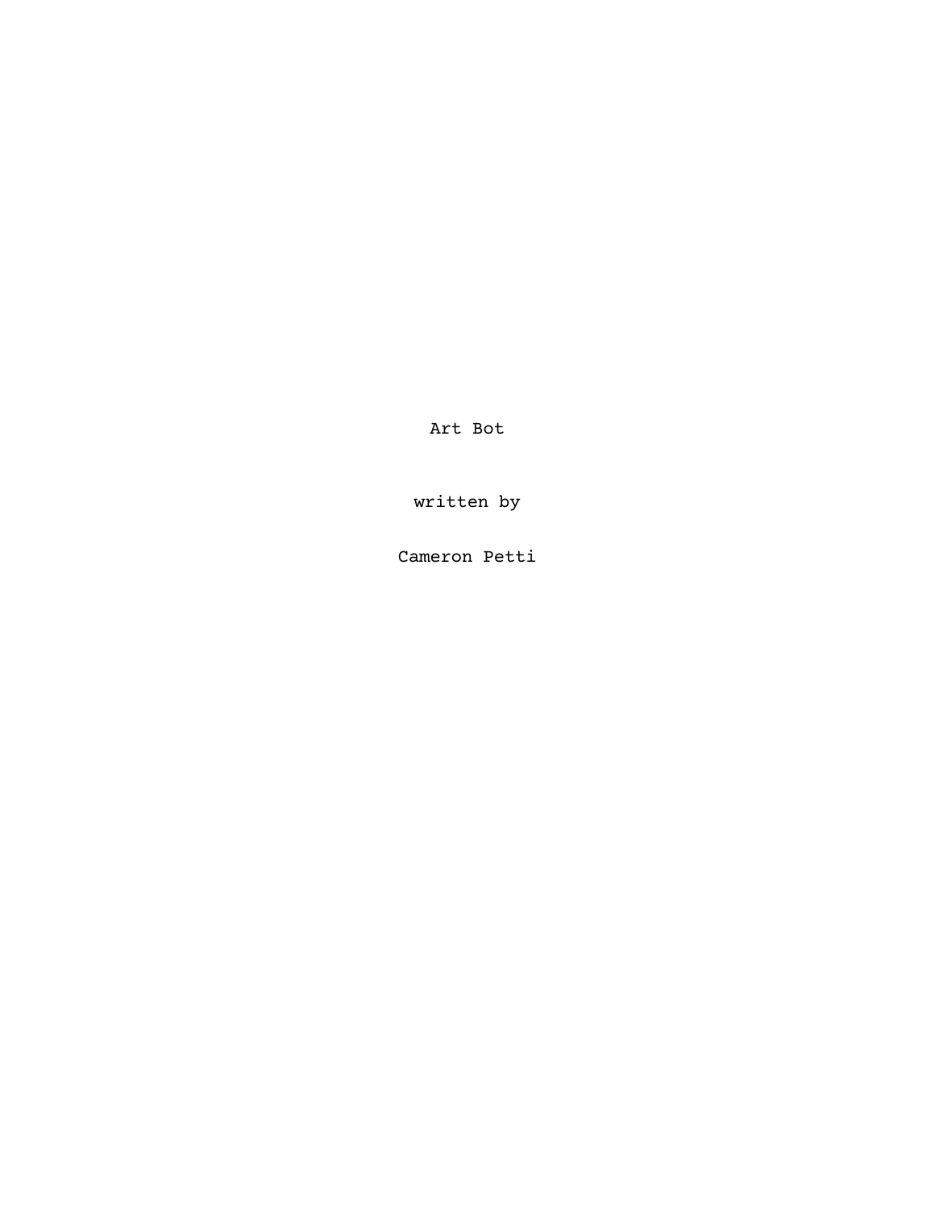# Art Bot

written by

Cameron Petti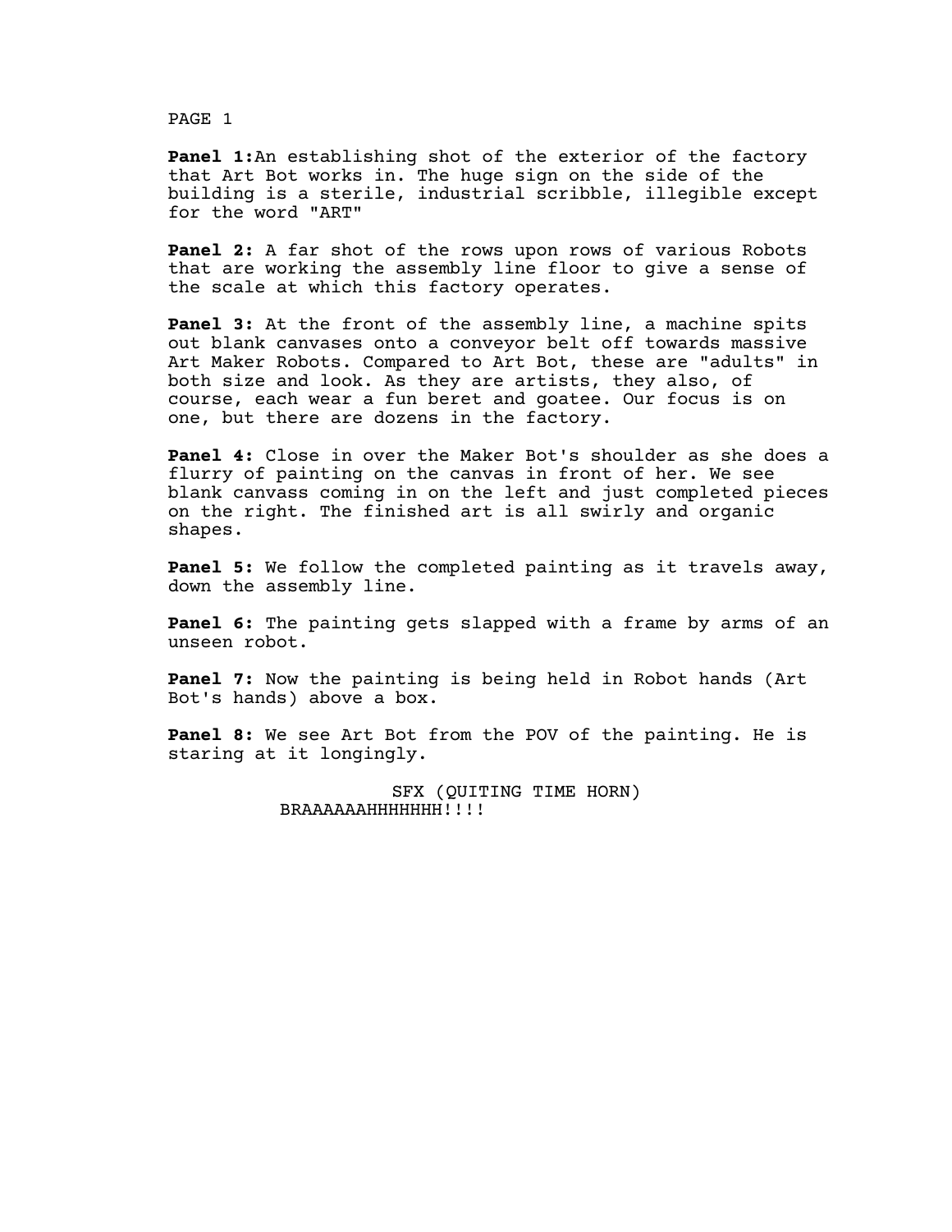PAGE 1

**Panel 1:** An establishing shot of the exterior of the factory that Art Bot works in. The huge sign on the side of the building is a sterile, industrial scribble, illegible except for the word "ART"

**Panel 2:** A far shot of the rows upon rows of various Robots that are working the assembly line floor to give a sense of the scale at which this factory operates.

**Panel 3:** At the front of the assembly line, a machine spits out blank canvases onto a conveyor belt off towards massive Art Maker Robots. Compared to Art Bot, these are "adults" in both size and look. As they are artists, they also, of course, each wear a fun beret and goatee. Our focus is on one, but there are dozens in the factory.

**Panel 4:** Close in over the Maker Bot's shoulder as she does a flurry of painting on the canvas in front of her. We see blank canvass coming in on the left and just completed pieces on the right. The finished art is all swirly and organic shapes.

**Panel 5:** We follow the completed painting as it travels away, down the assembly line.

**Panel 6:** The painting gets slapped with a frame by arms of an unseen robot.

**Panel 7:** Now the painting is being held in Robot hands (Art Bot's hands) above a box.

**Panel 8:** We see Art Bot from the POV of the painting. He is staring at it longingly.

SFX (QUITING TIME HORN)
BRAAAAAAHHHHHHH!!!!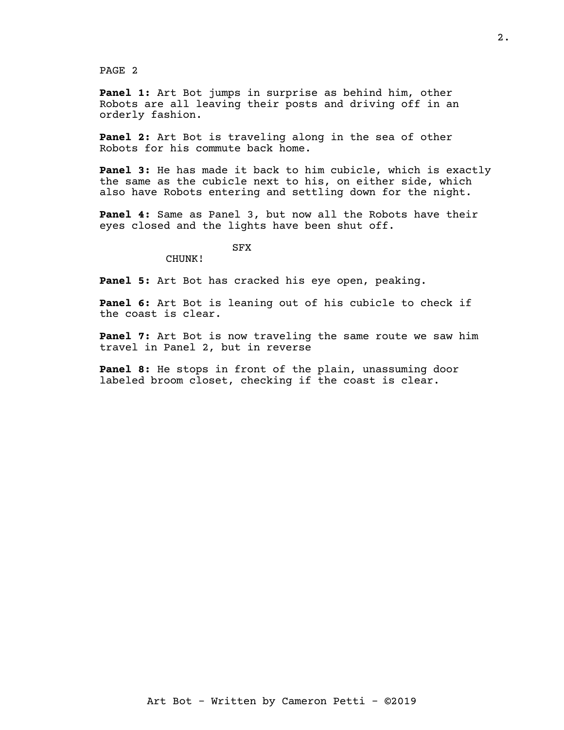PAGE 2

**Panel 1:** Art Bot jumps in surprise as behind him, other Robots are all leaving their posts and driving off in an orderly fashion.

**Panel 2:** Art Bot is traveling along in the sea of other Robots for his commute back home.

**Panel 3:** He has made it back to him cubicle, which is exactly the same as the cubicle next to his, on either side, which also have Robots entering and settling down for the night.

**Panel 4:** Same as Panel 3, but now all the Robots have their eyes closed and the lights have been shut off.

SFX

CHUNK!

**Panel 5:** Art Bot has cracked his eye open, peaking.

**Panel 6:** Art Bot is leaning out of his cubicle to check if the coast is clear.

**Panel 7:** Art Bot is now traveling the same route we saw him travel in Panel 2, but in reverse

**Panel 8:** He stops in front of the plain, unassuming door labeled broom closet, checking if the coast is clear.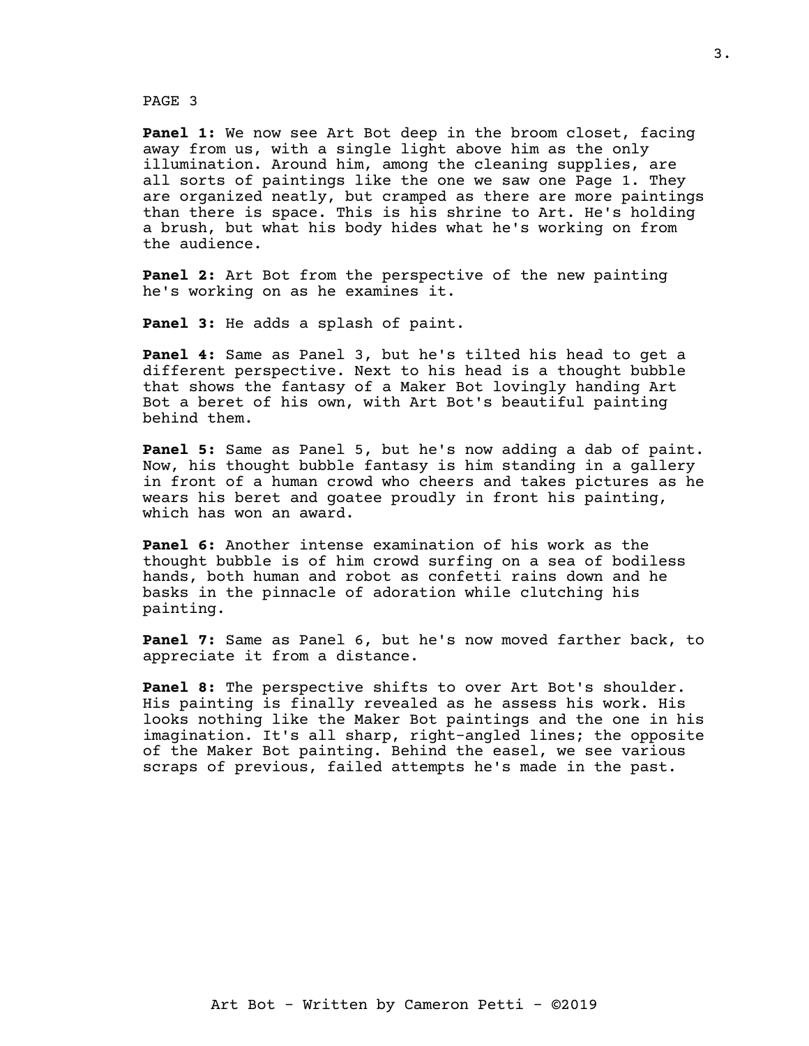PAGE 3

**Panel 1:** We now see Art Bot deep in the broom closet, facing away from us, with a single light above him as the only illumination. Around him, among the cleaning supplies, are all sorts of paintings like the one we saw one Page 1. They are organized neatly, but cramped as there are more paintings than there is space. This is his shrine to Art. He's holding a brush, but what his body hides what he's working on from the audience.

**Panel 2:** Art Bot from the perspective of the new painting he's working on as he examines it.

**Panel 3:** He adds a splash of paint.

**Panel 4:** Same as Panel 3, but he's tilted his head to get a different perspective. Next to his head is a thought bubble that shows the fantasy of a Maker Bot lovingly handing Art Bot a beret of his own, with Art Bot's beautiful painting behind them.

**Panel 5:** Same as Panel 5, but he's now adding a dab of paint. Now, his thought bubble fantasy is him standing in a gallery in front of a human crowd who cheers and takes pictures as he wears his beret and goatee proudly in front his painting, which has won an award.

**Panel 6:** Another intense examination of his work as the thought bubble is of him crowd surfing on a sea of bodiless hands, both human and robot as confetti rains down and he basks in the pinnacle of adoration while clutching his painting.

**Panel 7:** Same as Panel 6, but he's now moved farther back, to appreciate it from a distance.

**Panel 8:** The perspective shifts to over Art Bot's shoulder. His painting is finally revealed as he assess his work. His looks nothing like the Maker Bot paintings and the one in his imagination. It's all sharp, right-angled lines; the opposite of the Maker Bot painting. Behind the easel, we see various scraps of previous, failed attempts he's made in the past.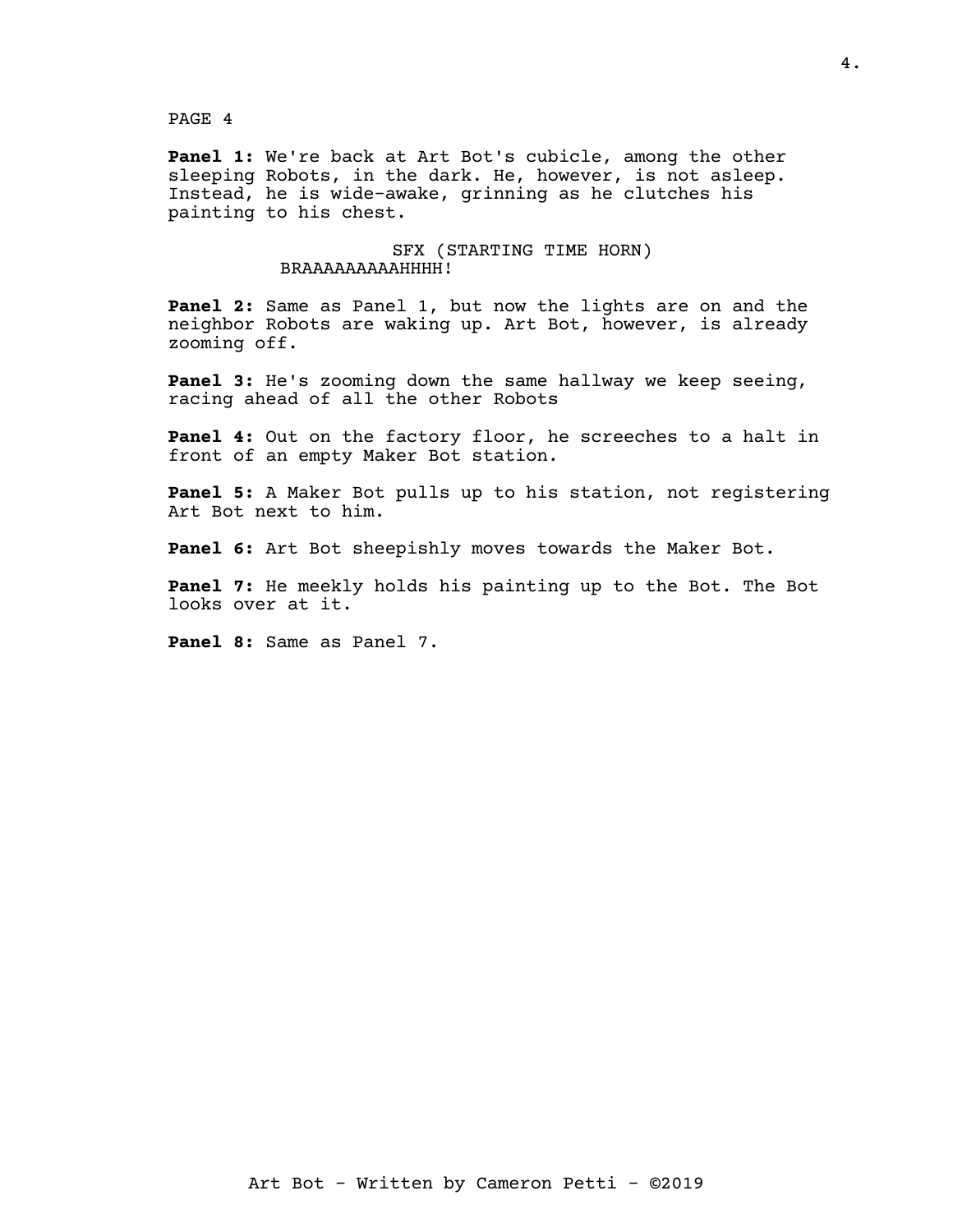PAGE 4

**Panel 1:** We're back at Art Bot's cubicle, among the other sleeping Robots, in the dark. He, however, is not asleep. Instead, he is wide-awake, grinning as he clutches his painting to his chest.

SFX (STARTING TIME HORN)
BRAAAAAAAAAHHHH!

**Panel 2:** Same as Panel 1, but now the lights are on and the neighbor Robots are waking up. Art Bot, however, is already zooming off.

**Panel 3:** He's zooming down the same hallway we keep seeing, racing ahead of all the other Robots

**Panel 4:** Out on the factory floor, he screeches to a halt in front of an empty Maker Bot station.

**Panel 5:** A Maker Bot pulls up to his station, not registering Art Bot next to him.

**Panel 6:** Art Bot sheepishly moves towards the Maker Bot.

**Panel 7:** He meekly holds his painting up to the Bot. The Bot looks over at it.

**Panel 8:** Same as Panel 7.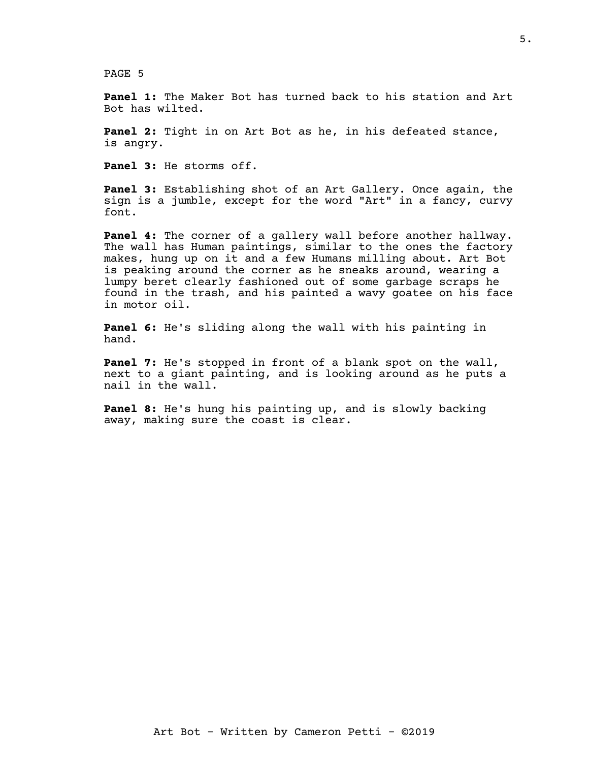PAGE 5

**Panel 1:** The Maker Bot has turned back to his station and Art Bot has wilted.

**Panel 2:** Tight in on Art Bot as he, in his defeated stance, is angry.

**Panel 3:** He storms off.

**Panel 3:** Establishing shot of an Art Gallery. Once again, the sign is a jumble, except for the word "Art" in a fancy, curvy font.

**Panel 4:** The corner of a gallery wall before another hallway. The wall has Human paintings, similar to the ones the factory makes, hung up on it and a few Humans milling about. Art Bot is peaking around the corner as he sneaks around, wearing a lumpy beret clearly fashioned out of some garbage scraps he found in the trash, and his painted a wavy goatee on his face in motor oil.

**Panel 6:** He's sliding along the wall with his painting in hand.

**Panel 7:** He's stopped in front of a blank spot on the wall, next to a giant painting, and is looking around as he puts a nail in the wall.

**Panel 8:** He's hung his painting up, and is slowly backing away, making sure the coast is clear.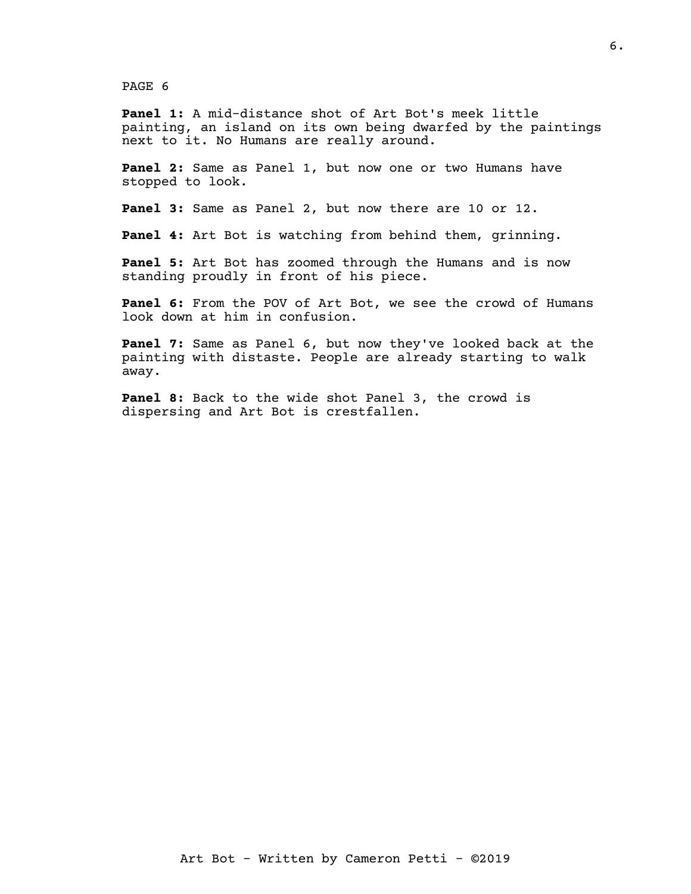PAGE 6

**Panel 1:** A mid-distance shot of Art Bot's meek little painting, an island on its own being dwarfed by the paintings next to it. No Humans are really around.

**Panel 2:** Same as Panel 1, but now one or two Humans have stopped to look.

**Panel 3:** Same as Panel 2, but now there are 10 or 12.

**Panel 4:** Art Bot is watching from behind them, grinning.

**Panel 5:** Art Bot has zoomed through the Humans and is now standing proudly in front of his piece.

**Panel 6:** From the POV of Art Bot, we see the crowd of Humans look down at him in confusion.

**Panel 7:** Same as Panel 6, but now they've looked back at the painting with distaste. People are already starting to walk away.

**Panel 8:** Back to the wide shot Panel 3, the crowd is dispersing and Art Bot is crestfallen.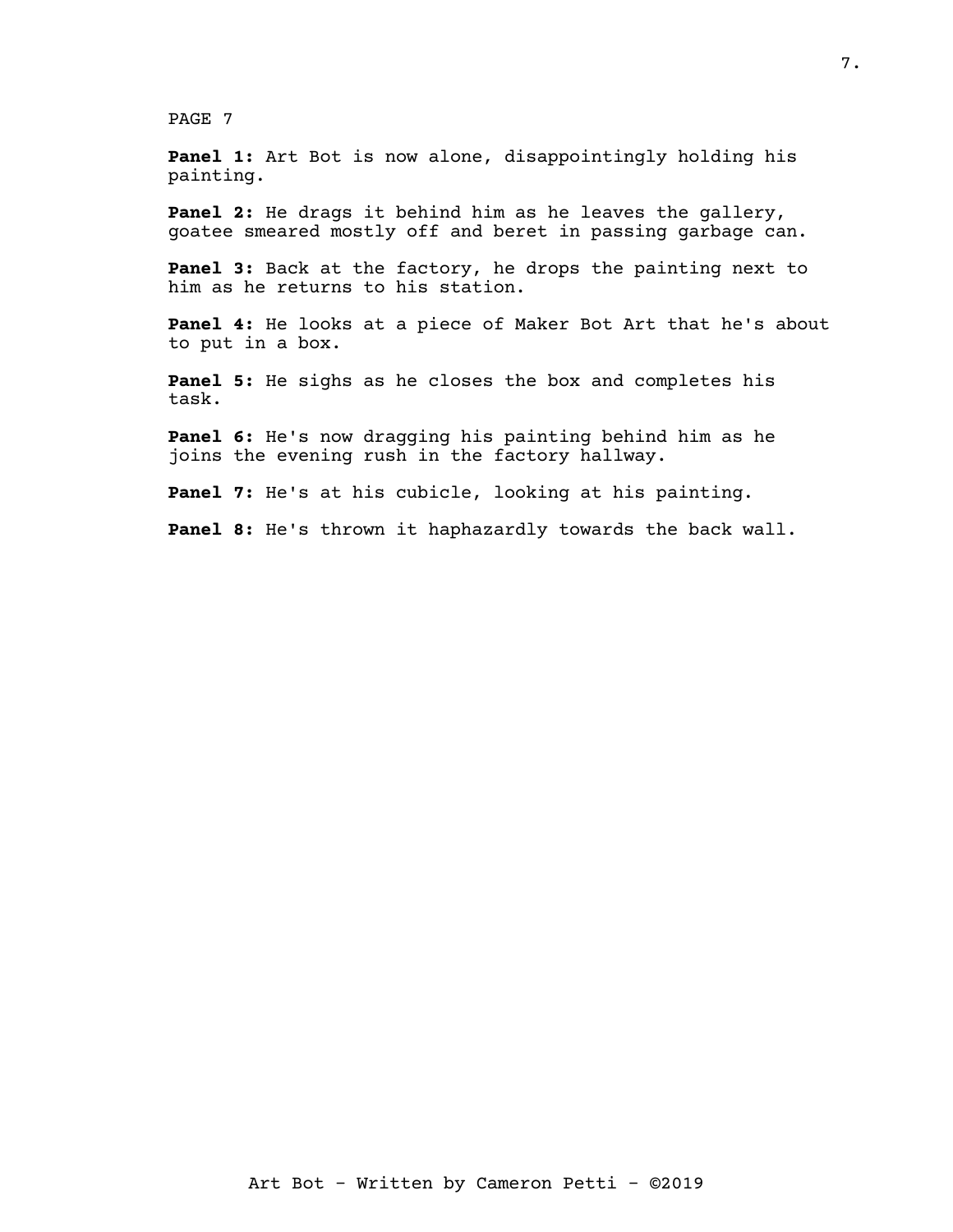PAGE 7

**Panel 1:** Art Bot is now alone, disappointingly holding his painting.

**Panel 2:** He drags it behind him as he leaves the gallery, goatee smeared mostly off and beret in passing garbage can.

**Panel 3:** Back at the factory, he drops the painting next to him as he returns to his station.

**Panel 4:** He looks at a piece of Maker Bot Art that he's about to put in a box.

**Panel 5:** He sighs as he closes the box and completes his task.

**Panel 6:** He's now dragging his painting behind him as he joins the evening rush in the factory hallway.

**Panel 7:** He's at his cubicle, looking at his painting.

**Panel 8:** He's thrown it haphazardly towards the back wall.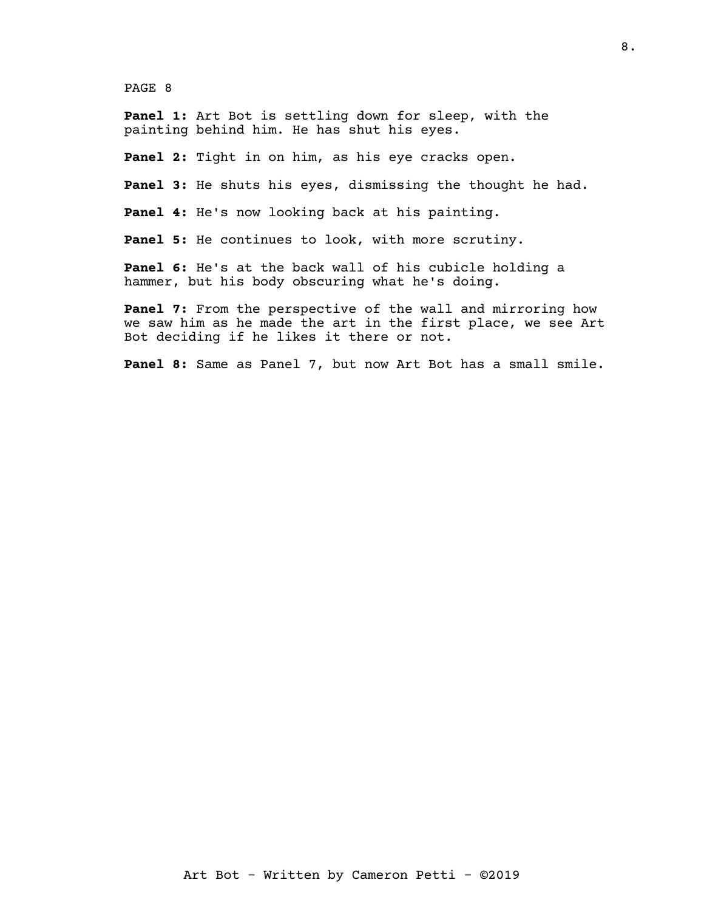PAGE 8

**Panel 1:** Art Bot is settling down for sleep, with the painting behind him. He has shut his eyes.

**Panel 2:** Tight in on him, as his eye cracks open.

**Panel 3:** He shuts his eyes, dismissing the thought he had.

**Panel 4:** He's now looking back at his painting.

**Panel 5:** He continues to look, with more scrutiny.

**Panel 6:** He's at the back wall of his cubicle holding a hammer, but his body obscuring what he's doing.

**Panel 7:** From the perspective of the wall and mirroring how we saw him as he made the art in the first place, we see Art Bot deciding if he likes it there or not.

**Panel 8:** Same as Panel 7, but now Art Bot has a small smile.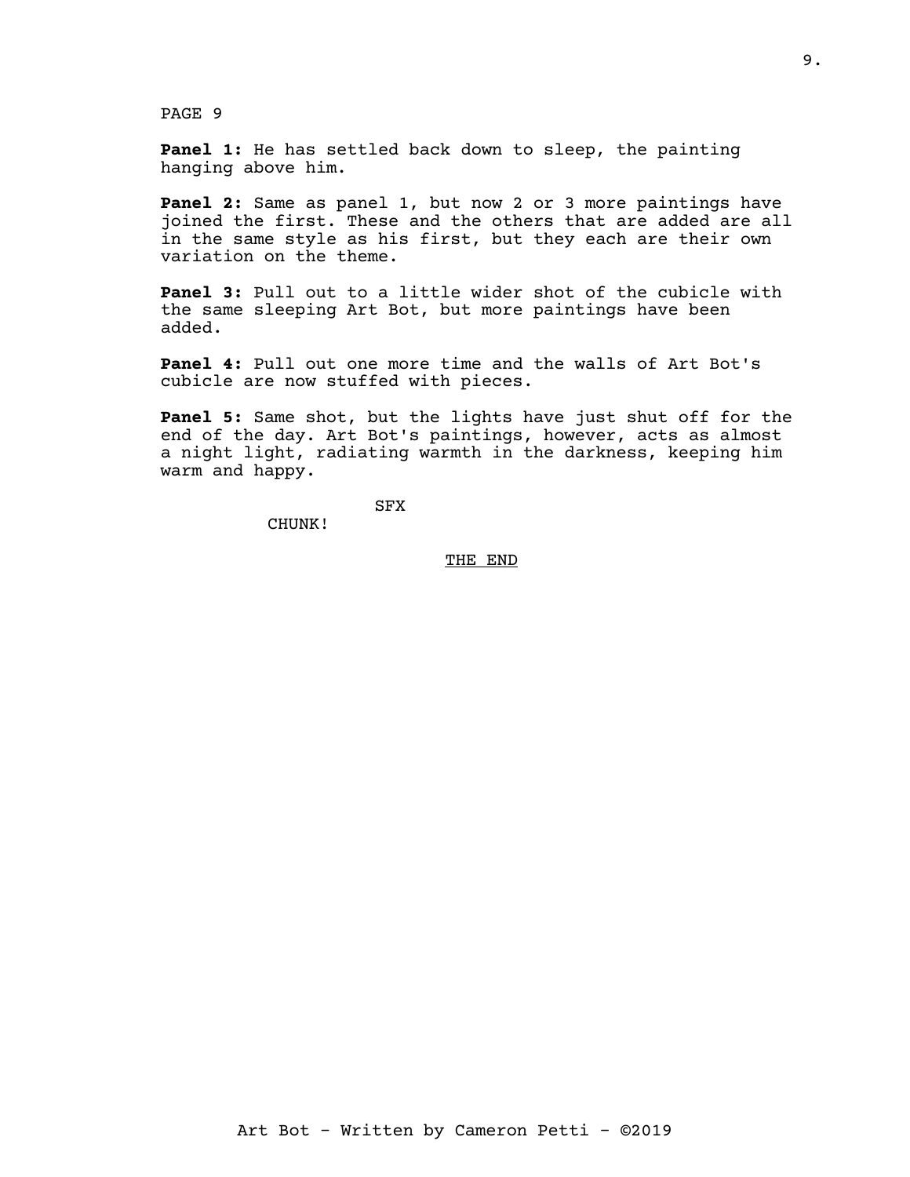PAGE 9

**Panel 1:** He has settled back down to sleep, the painting hanging above him.

**Panel 2:** Same as panel 1, but now 2 or 3 more paintings have joined the first. These and the others that are added are all in the same style as his first, but they each are their own variation on the theme.

**Panel 3:** Pull out to a little wider shot of the cubicle with the same sleeping Art Bot, but more paintings have been added.

**Panel 4:** Pull out one more time and the walls of Art Bot's cubicle are now stuffed with pieces.

**Panel 5:** Same shot, but the lights have just shut off for the end of the day. Art Bot's paintings, however, acts as almost a night light, radiating warmth in the darkness, keeping him warm and happy.

SFX

CHUNK!

<u>THE END</u>